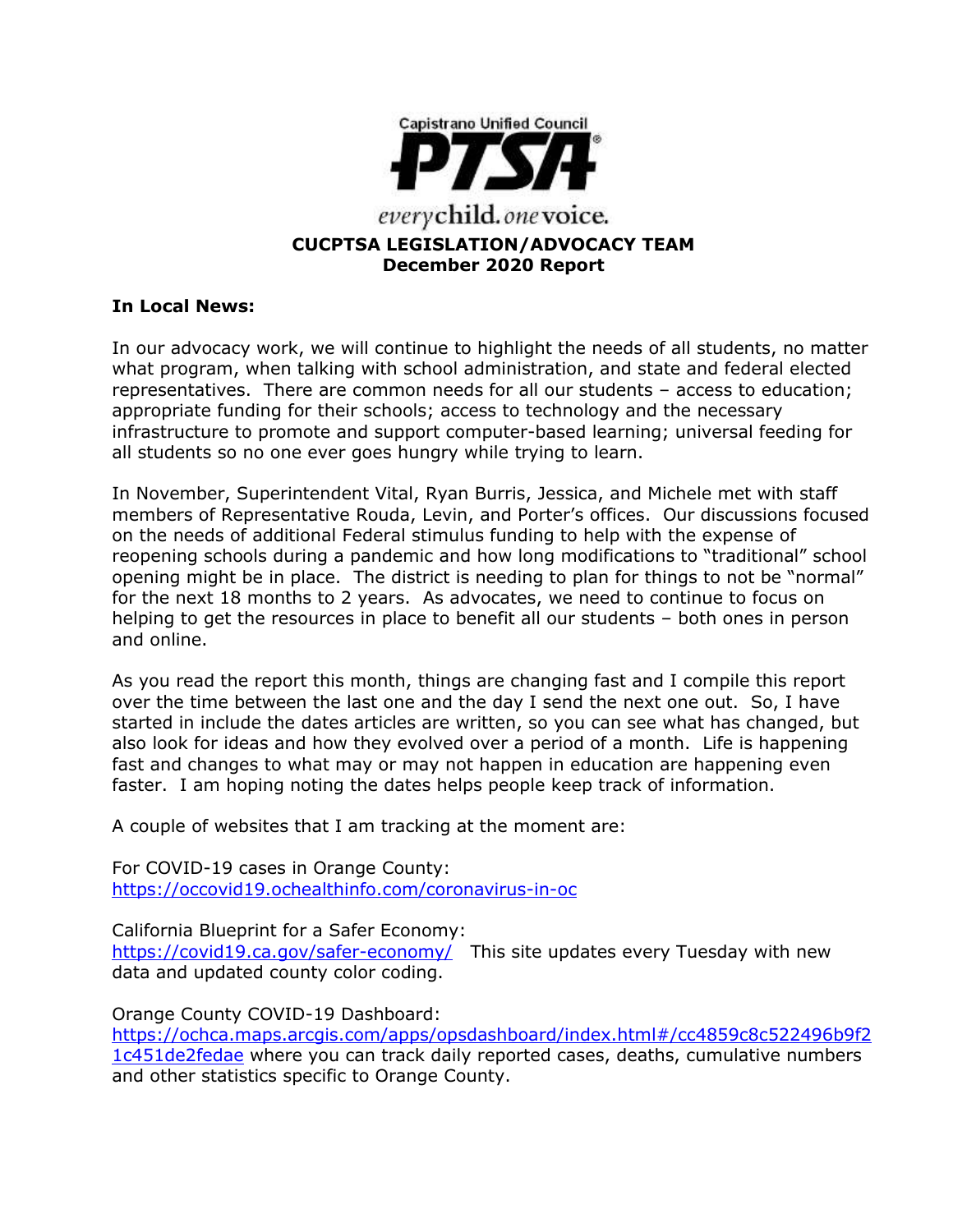Capistrano Unified Council

**PTSA**

*every* **child.** *one* **voice.**

**CUCPTSA LEGISLATION/ADVOCACY TEAM**
**December 2020 Report**

**In Local News:**

In our advocacy work, we will continue to highlight the needs of all students, no matter what program, when talking with school administration, and state and federal elected representatives. There are common needs for all our students – access to education; appropriate funding for their schools; access to technology and the necessary infrastructure to promote and support computer-based learning; universal feeding for all students so no one ever goes hungry while trying to learn.

In November, Superintendent Vital, Ryan Burris, Jessica, and Michele met with staff members of Representative Rouda, Levin, and Porter's offices. Our discussions focused on the needs of additional Federal stimulus funding to help with the expense of reopening schools during a pandemic and how long modifications to "traditional" school opening might be in place. The district is needing to plan for things to not be "normal" for the next 18 months to 2 years. As advocates, we need to continue to focus on helping to get the resources in place to benefit all our students – both ones in person and online.

As you read the report this month, things are changing fast and I compile this report over the time between the last one and the day I send the next one out. So, I have started in include the dates articles are written, so you can see what has changed, but also look for ideas and how they evolved over a period of a month. Life is happening fast and changes to what may or may not happen in education are happening even faster. I am hoping noting the dates helps people keep track of information.

A couple of websites that I am tracking at the moment are:

For COVID-19 cases in Orange County:
https://occovid19.ochealthinfo.com/coronavirus-in-oc

California Blueprint for a Safer Economy:
https://covid19.ca.gov/safer-economy/ This site updates every Tuesday with new data and updated county color coding.

Orange County COVID-19 Dashboard:
https://ochca.maps.arcgis.com/apps/opsdashboard/index.html#/cc4859c8c522496b9f21c451de2fedae where you can track daily reported cases, deaths, cumulative numbers and other statistics specific to Orange County.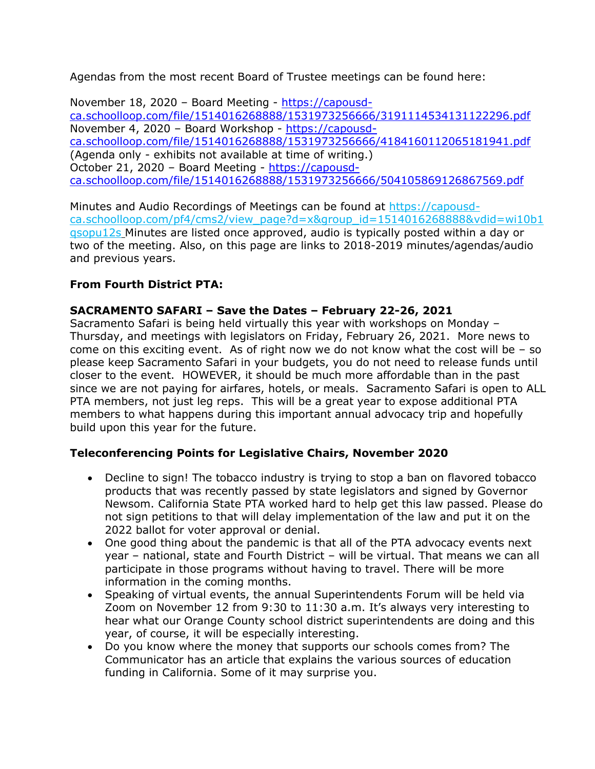Agendas from the most recent Board of Trustee meetings can be found here:

November 18, 2020 – Board Meeting - [https://capousd-ca.schoolloop.com/file/1514016268888/1531973256666/3191114534131122296.pdf](https://capousd-ca.schoolloop.com/file/1514016268888/1531973256666/3191114534131122296.pdf)
November 4, 2020 – Board Workshop - [https://capousd-ca.schoolloop.com/file/1514016268888/1531973256666/4184160112065181941.pdf](https://capousd-ca.schoolloop.com/file/1514016268888/1531973256666/4184160112065181941.pdf)
(Agenda only - exhibits not available at time of writing.)
October 21, 2020 – Board Meeting - [https://capousd-ca.schoolloop.com/file/1514016268888/1531973256666/504105869126867569.pdf](https://capousd-ca.schoolloop.com/file/1514016268888/1531973256666/504105869126867569.pdf)

Minutes and Audio Recordings of Meetings can be found at [https://capousd-ca.schoolloop.com/pf4/cms2/view_page?d=x&group_id=1514016268888&vdid=wi10b1qsopu12s](https://capousd-ca.schoolloop.com/pf4/cms2/view_page?d=x&group_id=1514016268888&vdid=wi10b1qsopu12s) Minutes are listed once approved, audio is typically posted within a day or two of the meeting. Also, on this page are links to 2018-2019 minutes/agendas/audio and previous years.

**From Fourth District PTA:**

**SACRAMENTO SAFARI – Save the Dates – February 22-26, 2021**
Sacramento Safari is being held virtually this year with workshops on Monday – Thursday, and meetings with legislators on Friday, February 26, 2021. More news to come on this exciting event. As of right now we do not know what the cost will be – so please keep Sacramento Safari in your budgets, you do not need to release funds until closer to the event. HOWEVER, it should be much more affordable than in the past since we are not paying for airfares, hotels, or meals. Sacramento Safari is open to ALL PTA members, not just leg reps. This will be a great year to expose additional PTA members to what happens during this important annual advocacy trip and hopefully build upon this year for the future.

**Teleconferencing Points for Legislative Chairs, November 2020**

- Decline to sign! The tobacco industry is trying to stop a ban on flavored tobacco products that was recently passed by state legislators and signed by Governor Newsom. California State PTA worked hard to help get this law passed. Please do not sign petitions to that will delay implementation of the law and put it on the 2022 ballot for voter approval or denial.
- One good thing about the pandemic is that all of the PTA advocacy events next year – national, state and Fourth District – will be virtual. That means we can all participate in those programs without having to travel. There will be more information in the coming months.
- Speaking of virtual events, the annual Superintendents Forum will be held via Zoom on November 12 from 9:30 to 11:30 a.m. It's always very interesting to hear what our Orange County school district superintendents are doing and this year, of course, it will be especially interesting.
- Do you know where the money that supports our schools comes from? The Communicator has an article that explains the various sources of education funding in California. Some of it may surprise you.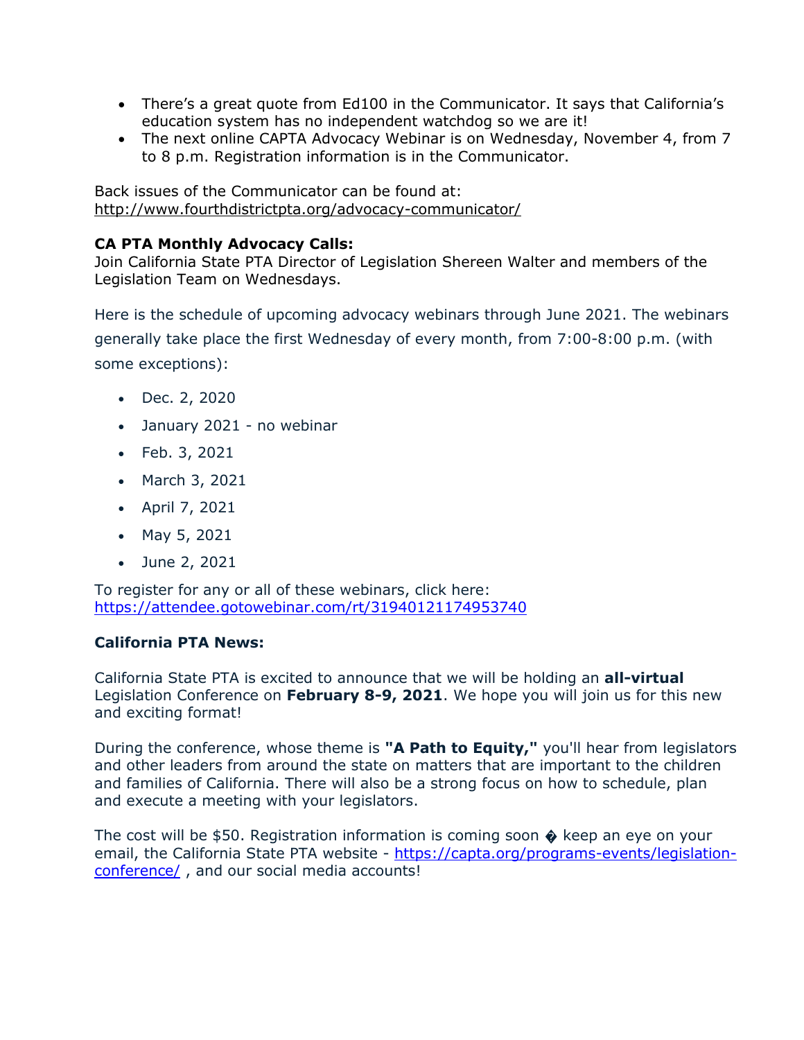- There's a great quote from Ed100 in the Communicator. It says that California's education system has no independent watchdog so we are it!
- The next online CAPTA Advocacy Webinar is on Wednesday, November 4, from 7 to 8 p.m. Registration information is in the Communicator.

Back issues of the Communicator can be found at:
http://www.fourthdistrictpta.org/advocacy-communicator/

**CA PTA Monthly Advocacy Calls:**
Join California State PTA Director of Legislation Shereen Walter and members of the Legislation Team on Wednesdays.

Here is the schedule of upcoming advocacy webinars through June 2021. The webinars generally take place the first Wednesday of every month, from 7:00-8:00 p.m. (with some exceptions):

- Dec. 2, 2020
- January 2021 - no webinar
- Feb. 3, 2021
- March 3, 2021
- April 7, 2021
- May 5, 2021
- June 2, 2021

To register for any or all of these webinars, click here:
https://attendee.gotowebinar.com/rt/3194012117495374​0

**California PTA News:**

California State PTA is excited to announce that we will be holding an **all-virtual** Legislation Conference on **February 8-9, 2021**. We hope you will join us for this new and exciting format!

During the conference, whose theme is **"A Path to Equity,"** you'll hear from legislators and other leaders from around the state on matters that are important to the children and families of California. There will also be a strong focus on how to schedule, plan and execute a meeting with your legislators.

The cost will be $50. Registration information is coming soon � keep an eye on your email, the California State PTA website - https://capta.org/programs-events/legislation-conference/ , and our social media accounts!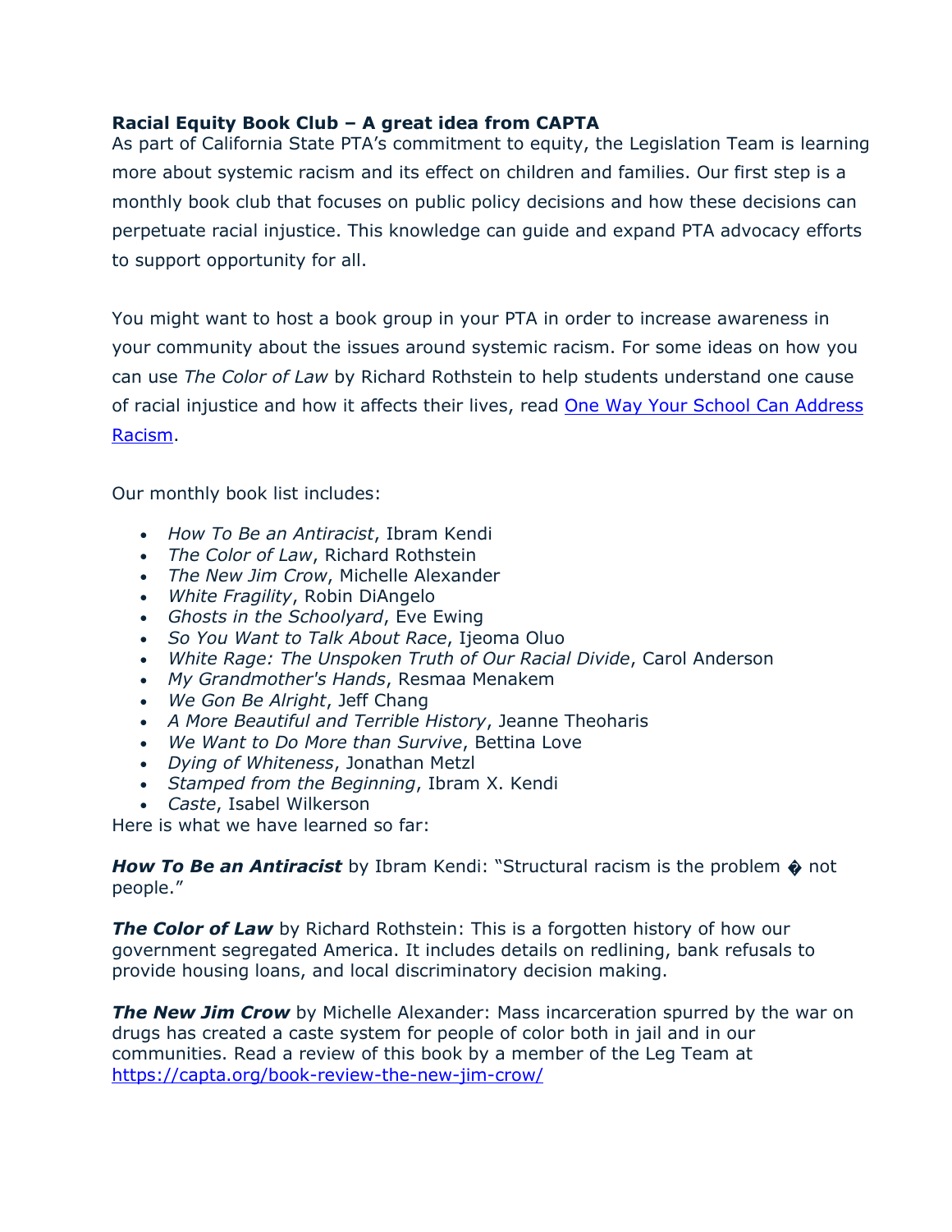**Racial Equity Book Club – A great idea from CAPTA**
As part of California State PTA's commitment to equity, the Legislation Team is learning more about systemic racism and its effect on children and families. Our first step is a monthly book club that focuses on public policy decisions and how these decisions can perpetuate racial injustice. This knowledge can guide and expand PTA advocacy efforts to support opportunity for all.

You might want to host a book group in your PTA in order to increase awareness in your community about the issues around systemic racism. For some ideas on how you can use *The Color of Law* by Richard Rothstein to help students understand one cause of racial injustice and how it affects their lives, read [One Way Your School Can Address Racism](One Way Your School Can Address Racism).

Our monthly book list includes:

- *How To Be an Antiracist*, Ibram Kendi
- *The Color of Law*, Richard Rothstein
- *The New Jim Crow*, Michelle Alexander
- *White Fragility*, Robin DiAngelo
- *Ghosts in the Schoolyard*, Eve Ewing
- *So You Want to Talk About Race*, Ijeoma Oluo
- *White Rage: The Unspoken Truth of Our Racial Divide*, Carol Anderson
- *My Grandmother's Hands*, Resmaa Menakem
- *We Gon Be Alright*, Jeff Chang
- *A More Beautiful and Terrible History*, Jeanne Theoharis
- *We Want to Do More than Survive*, Bettina Love
- *Dying of Whiteness*, Jonathan Metzl
- *Stamped from the Beginning*, Ibram X. Kendi
- *Caste*, Isabel Wilkerson

Here is what we have learned so far:

***How To Be an Antiracist*** by Ibram Kendi: "Structural racism is the problem � not people."

***The Color of Law*** by Richard Rothstein: This is a forgotten history of how our government segregated America. It includes details on redlining, bank refusals to provide housing loans, and local discriminatory decision making.

***The New Jim Crow*** by Michelle Alexander: Mass incarceration spurred by the war on drugs has created a caste system for people of color both in jail and in our communities. Read a review of this book by a member of the Leg Team at https://capta.org/book-review-the-new-jim-crow/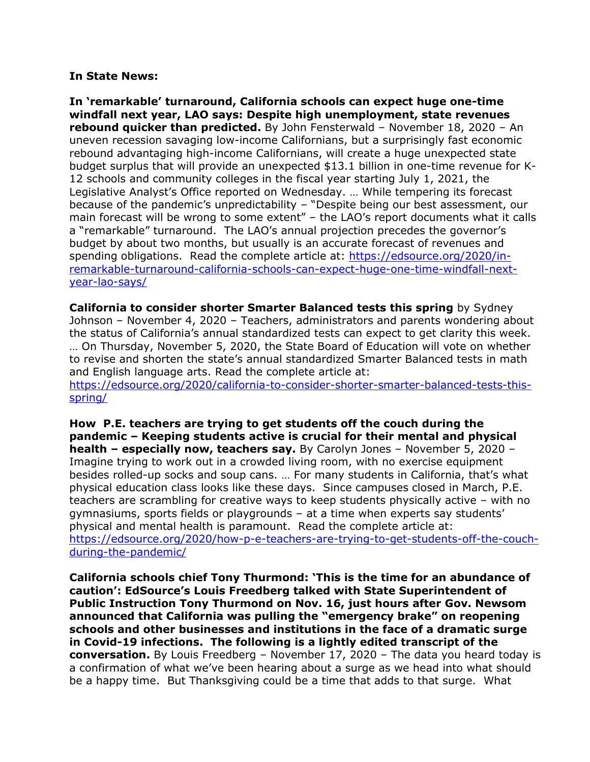**In State News:**

**In 'remarkable' turnaround, California schools can expect huge one-time windfall next year, LAO says: Despite high unemployment, state revenues rebound quicker than predicted.** By John Fensterwald – November 18, 2020 – An uneven recession savaging low-income Californians, but a surprisingly fast economic rebound advantaging high-income Californians, will create a huge unexpected state budget surplus that will provide an unexpected $13.1 billion in one-time revenue for K-12 schools and community colleges in the fiscal year starting July 1, 2021, the Legislative Analyst's Office reported on Wednesday. … While tempering its forecast because of the pandemic's unpredictability – "Despite being our best assessment, our main forecast will be wrong to some extent" – the LAO's report documents what it calls a "remarkable" turnaround. The LAO's annual projection precedes the governor's budget by about two months, but usually is an accurate forecast of revenues and spending obligations. Read the complete article at: [https://edsource.org/2020/in-remarkable-turnaround-california-schools-can-expect-huge-one-time-windfall-next-year-lao-says/](https://edsource.org/2020/in-remarkable-turnaround-california-schools-can-expect-huge-one-time-windfall-next-year-lao-says/)

**California to consider shorter Smarter Balanced tests this spring** by Sydney Johnson – November 4, 2020 – Teachers, administrators and parents wondering about the status of California's annual standardized tests can expect to get clarity this week. … On Thursday, November 5, 2020, the State Board of Education will vote on whether to revise and shorten the state's annual standardized Smarter Balanced tests in math and English language arts. Read the complete article at: [https://edsource.org/2020/california-to-consider-shorter-smarter-balanced-tests-this-spring/](https://edsource.org/2020/california-to-consider-shorter-smarter-balanced-tests-this-spring/)

**How P.E. teachers are trying to get students off the couch during the pandemic – Keeping students active is crucial for their mental and physical health – especially now, teachers say.** By Carolyn Jones – November 5, 2020 – Imagine trying to work out in a crowded living room, with no exercise equipment besides rolled-up socks and soup cans. … For many students in California, that's what physical education class looks like these days. Since campuses closed in March, P.E. teachers are scrambling for creative ways to keep students physically active – with no gymnasiums, sports fields or playgrounds – at a time when experts say students' physical and mental health is paramount. Read the complete article at: [https://edsource.org/2020/how-p-e-teachers-are-trying-to-get-students-off-the-couch-during-the-pandemic/](https://edsource.org/2020/how-p-e-teachers-are-trying-to-get-students-off-the-couch-during-the-pandemic/)

**California schools chief Tony Thurmond: 'This is the time for an abundance of caution': EdSource's Louis Freedberg talked with State Superintendent of Public Instruction Tony Thurmond on Nov. 16, just hours after Gov. Newsom announced that California was pulling the "emergency brake" on reopening schools and other businesses and institutions in the face of a dramatic surge in Covid-19 infections. The following is a lightly edited transcript of the conversation.** By Louis Freedberg – November 17, 2020 – The data you heard today is a confirmation of what we've been hearing about a surge as we head into what should be a happy time. But Thanksgiving could be a time that adds to that surge. What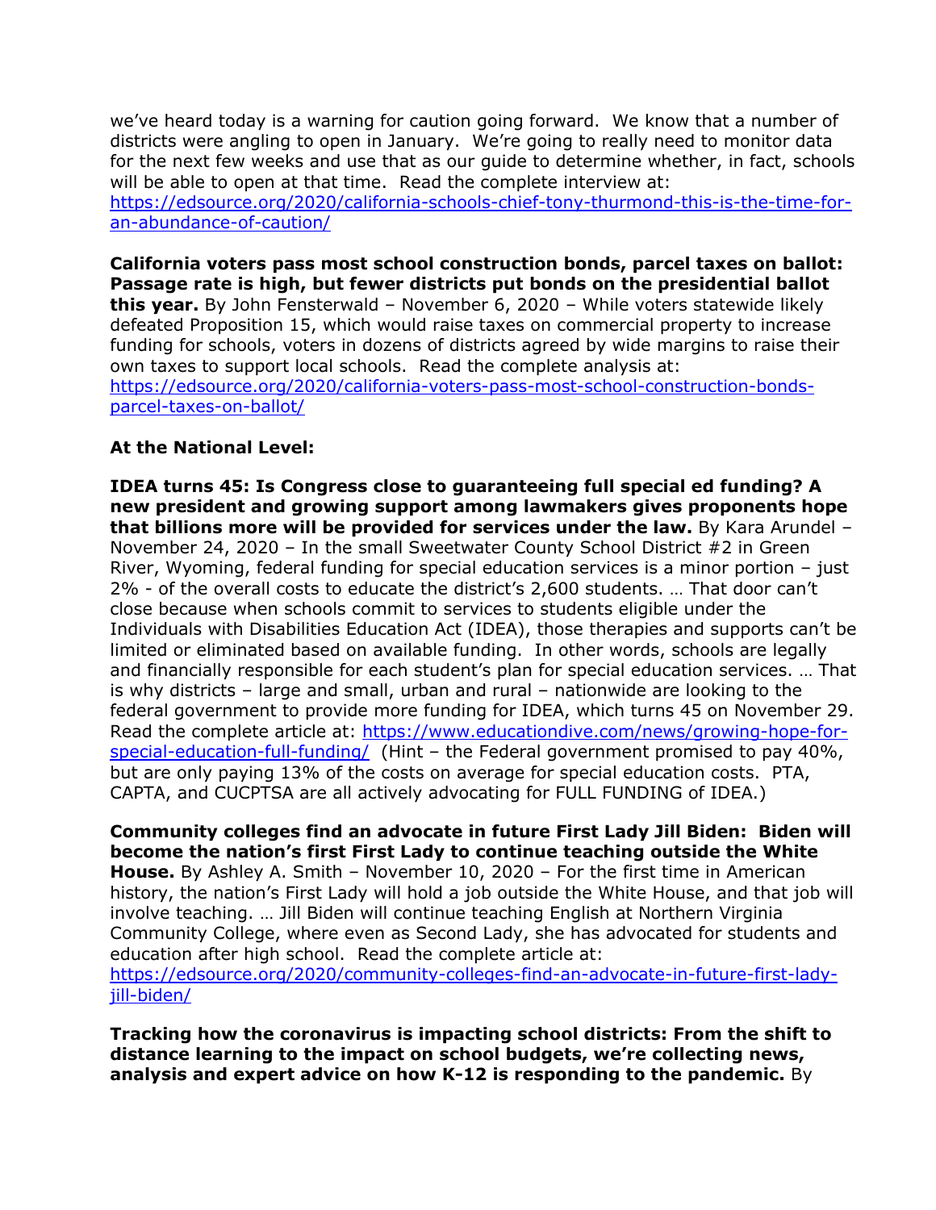we've heard today is a warning for caution going forward. We know that a number of districts were angling to open in January. We're going to really need to monitor data for the next few weeks and use that as our guide to determine whether, in fact, schools will be able to open at that time. Read the complete interview at: https://edsource.org/2020/california-schools-chief-tony-thurmond-this-is-the-time-for-an-abundance-of-caution/

**California voters pass most school construction bonds, parcel taxes on ballot: Passage rate is high, but fewer districts put bonds on the presidential ballot this year.** By John Fensterwald – November 6, 2020 – While voters statewide likely defeated Proposition 15, which would raise taxes on commercial property to increase funding for schools, voters in dozens of districts agreed by wide margins to raise their own taxes to support local schools. Read the complete analysis at: https://edsource.org/2020/california-voters-pass-most-school-construction-bonds-parcel-taxes-on-ballot/

**At the National Level:**

**IDEA turns 45: Is Congress close to guaranteeing full special ed funding? A new president and growing support among lawmakers gives proponents hope that billions more will be provided for services under the law.** By Kara Arundel – November 24, 2020 – In the small Sweetwater County School District #2 in Green River, Wyoming, federal funding for special education services is a minor portion – just 2% - of the overall costs to educate the district's 2,600 students. … That door can't close because when schools commit to services to students eligible under the Individuals with Disabilities Education Act (IDEA), those therapies and supports can't be limited or eliminated based on available funding. In other words, schools are legally and financially responsible for each student's plan for special education services. … That is why districts – large and small, urban and rural – nationwide are looking to the federal government to provide more funding for IDEA, which turns 45 on November 29. Read the complete article at: https://www.educationdive.com/news/growing-hope-for-special-education-full-funding/ (Hint – the Federal government promised to pay 40%, but are only paying 13% of the costs on average for special education costs. PTA, CAPTA, and CUCPTSA are all actively advocating for FULL FUNDING of IDEA.)

**Community colleges find an advocate in future First Lady Jill Biden: Biden will become the nation's first First Lady to continue teaching outside the White House.** By Ashley A. Smith – November 10, 2020 – For the first time in American history, the nation's First Lady will hold a job outside the White House, and that job will involve teaching. … Jill Biden will continue teaching English at Northern Virginia Community College, where even as Second Lady, she has advocated for students and education after high school. Read the complete article at: https://edsource.org/2020/community-colleges-find-an-advocate-in-future-first-lady-jill-biden/

**Tracking how the coronavirus is impacting school districts: From the shift to distance learning to the impact on school budgets, we're collecting news, analysis and expert advice on how K-12 is responding to the pandemic.** By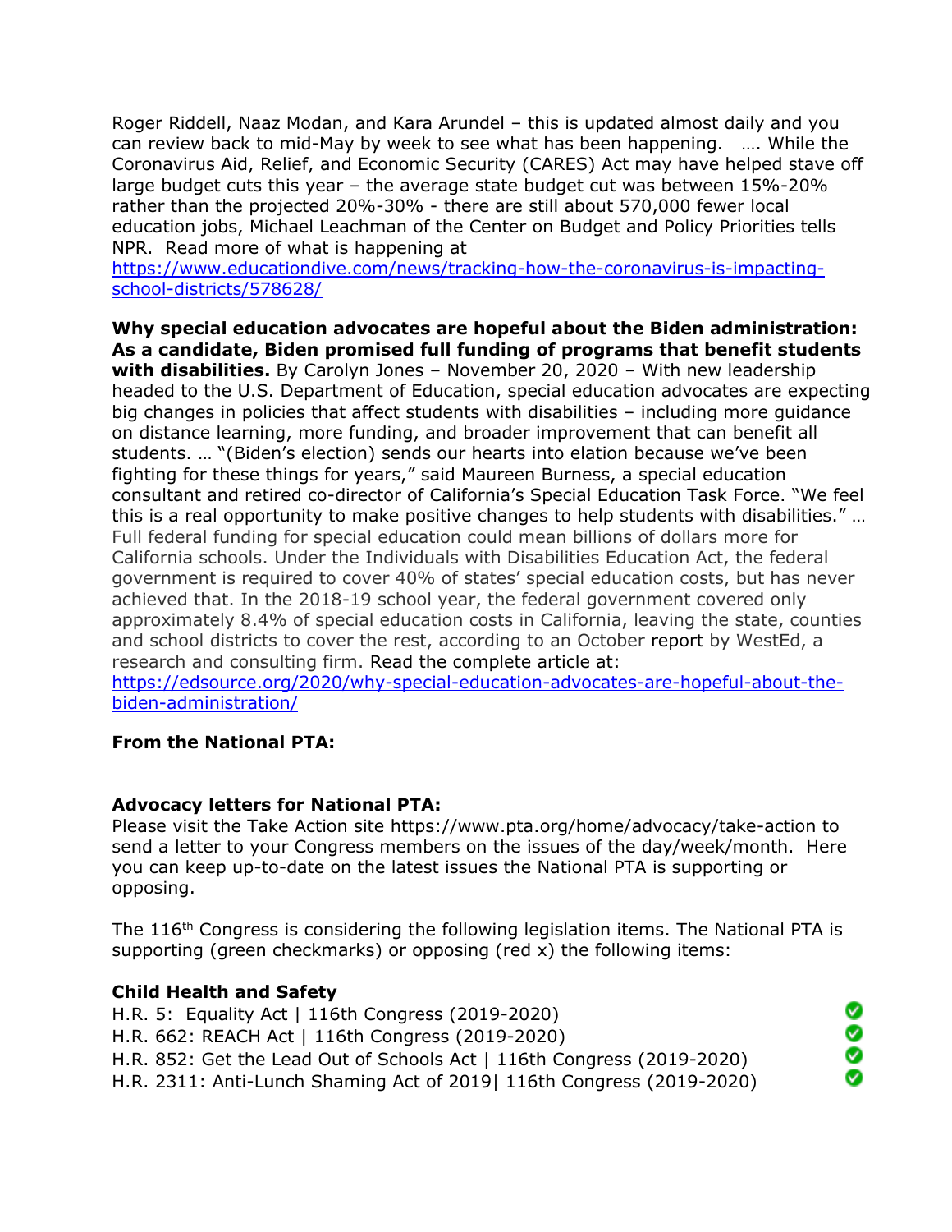Roger Riddell, Naaz Modan, and Kara Arundel – this is updated almost daily and you can review back to mid-May by week to see what has been happening. …. While the Coronavirus Aid, Relief, and Economic Security (CARES) Act may have helped stave off large budget cuts this year – the average state budget cut was between 15%-20% rather than the projected 20%-30% - there are still about 570,000 fewer local education jobs, Michael Leachman of the Center on Budget and Policy Priorities tells NPR. Read more of what is happening at https://www.educationdive.com/news/tracking-how-the-coronavirus-is-impacting-school-districts/578628/

**Why special education advocates are hopeful about the Biden administration: As a candidate, Biden promised full funding of programs that benefit students with disabilities.** By Carolyn Jones – November 20, 2020 – With new leadership headed to the U.S. Department of Education, special education advocates are expecting big changes in policies that affect students with disabilities – including more guidance on distance learning, more funding, and broader improvement that can benefit all students. … "(Biden's election) sends our hearts into elation because we've been fighting for these things for years," said Maureen Burness, a special education consultant and retired co-director of California's Special Education Task Force. "We feel this is a real opportunity to make positive changes to help students with disabilities." … Full federal funding for special education could mean billions of dollars more for California schools. Under the Individuals with Disabilities Education Act, the federal government is required to cover 40% of states' special education costs, but has never achieved that. In the 2018-19 school year, the federal government covered only approximately 8.4% of special education costs in California, leaving the state, counties and school districts to cover the rest, according to an October report by WestEd, a research and consulting firm. Read the complete article at: https://edsource.org/2020/why-special-education-advocates-are-hopeful-about-the-biden-administration/

**From the National PTA:**

**Advocacy letters for National PTA:**
Please visit the Take Action site https://www.pta.org/home/advocacy/take-action to send a letter to your Congress members on the issues of the day/week/month. Here you can keep up-to-date on the latest issues the National PTA is supporting or opposing.

The 116th Congress is considering the following legislation items. The National PTA is supporting (green checkmarks) or opposing (red x) the following items:

**Child Health and Safety**

| Legislation | Position |
|---|---|
| H.R. 5: Equality Act \| 116th Congress (2019-2020) | ✅ |
| H.R. 662: REACH Act \| 116th Congress (2019-2020) | ✅ |
| H.R. 852: Get the Lead Out of Schools Act \| 116th Congress (2019-2020) | ✅ |
| H.R. 2311: Anti-Lunch Shaming Act of 2019\| 116th Congress (2019-2020) | ✅ |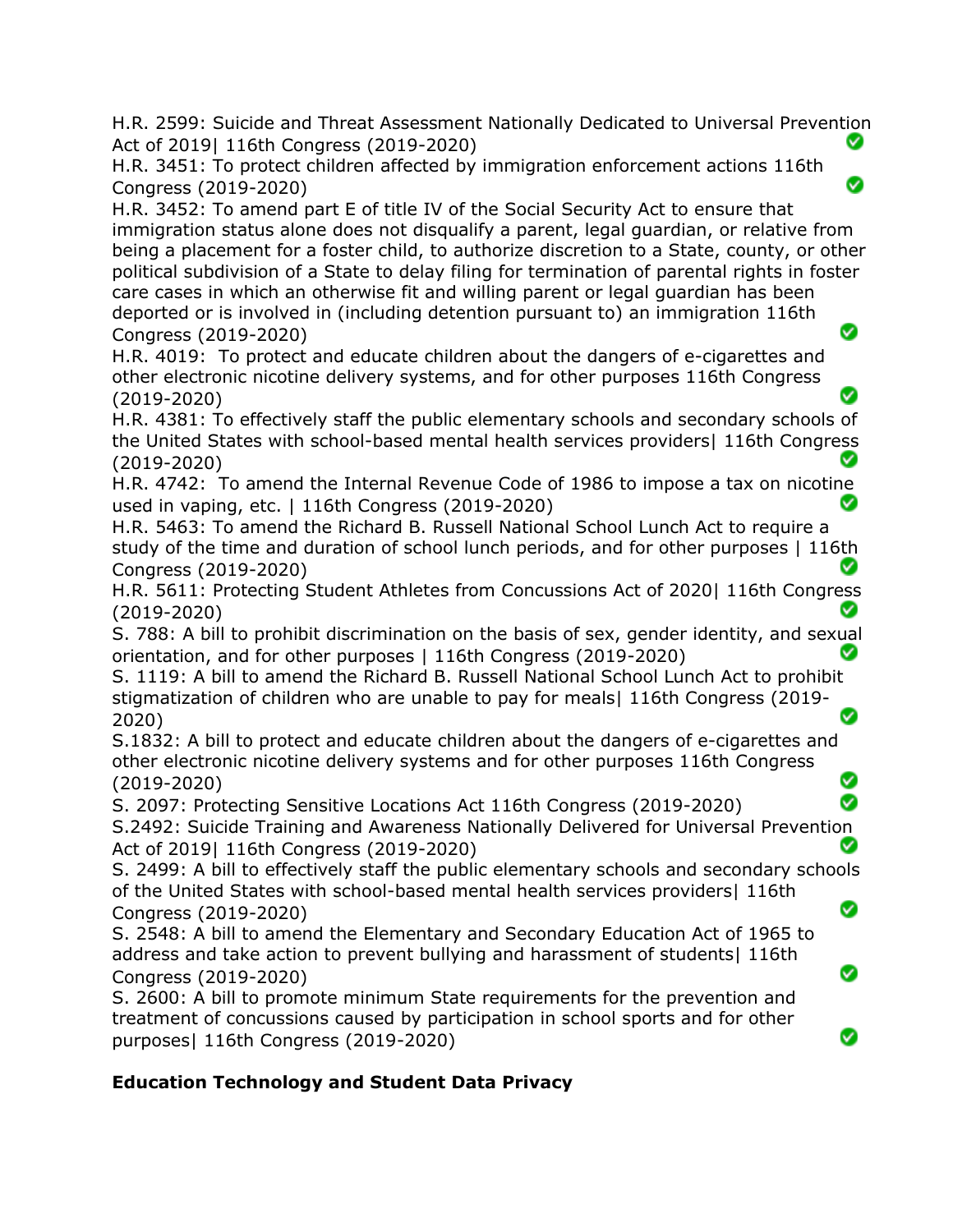H.R. 2599: Suicide and Threat Assessment Nationally Dedicated to Universal Prevention Act of 2019| 116th Congress (2019-2020) ✅

H.R. 3451: To protect children affected by immigration enforcement actions 116th Congress (2019-2020) ✅

H.R. 3452: To amend part E of title IV of the Social Security Act to ensure that immigration status alone does not disqualify a parent, legal guardian, or relative from being a placement for a foster child, to authorize discretion to a State, county, or other political subdivision of a State to delay filing for termination of parental rights in foster care cases in which an otherwise fit and willing parent or legal guardian has been deported or is involved in (including detention pursuant to) an immigration 116th Congress (2019-2020) ✅

H.R. 4019: To protect and educate children about the dangers of e-cigarettes and other electronic nicotine delivery systems, and for other purposes 116th Congress (2019-2020) ✅

H.R. 4381: To effectively staff the public elementary schools and secondary schools of the United States with school-based mental health services providers| 116th Congress (2019-2020) ✅

H.R. 4742: To amend the Internal Revenue Code of 1986 to impose a tax on nicotine used in vaping, etc. | 116th Congress (2019-2020) ✅

H.R. 5463: To amend the Richard B. Russell National School Lunch Act to require a study of the time and duration of school lunch periods, and for other purposes | 116th Congress (2019-2020) ✅

H.R. 5611: Protecting Student Athletes from Concussions Act of 2020| 116th Congress (2019-2020) ✅

S. 788: A bill to prohibit discrimination on the basis of sex, gender identity, and sexual orientation, and for other purposes | 116th Congress (2019-2020) ✅

S. 1119: A bill to amend the Richard B. Russell National School Lunch Act to prohibit stigmatization of children who are unable to pay for meals| 116th Congress (2019-2020) ✅

S.1832: A bill to protect and educate children about the dangers of e-cigarettes and other electronic nicotine delivery systems and for other purposes 116th Congress (2019-2020) ✅

S. 2097: Protecting Sensitive Locations Act 116th Congress (2019-2020) ✅

S.2492: Suicide Training and Awareness Nationally Delivered for Universal Prevention Act of 2019| 116th Congress (2019-2020) ✅

S. 2499: A bill to effectively staff the public elementary schools and secondary schools of the United States with school-based mental health services providers| 116th Congress (2019-2020) ✅

S. 2548: A bill to amend the Elementary and Secondary Education Act of 1965 to address and take action to prevent bullying and harassment of students| 116th Congress (2019-2020) ✅

S. 2600: A bill to promote minimum State requirements for the prevention and treatment of concussions caused by participation in school sports and for other purposes| 116th Congress (2019-2020) ✅

**Education Technology and Student Data Privacy**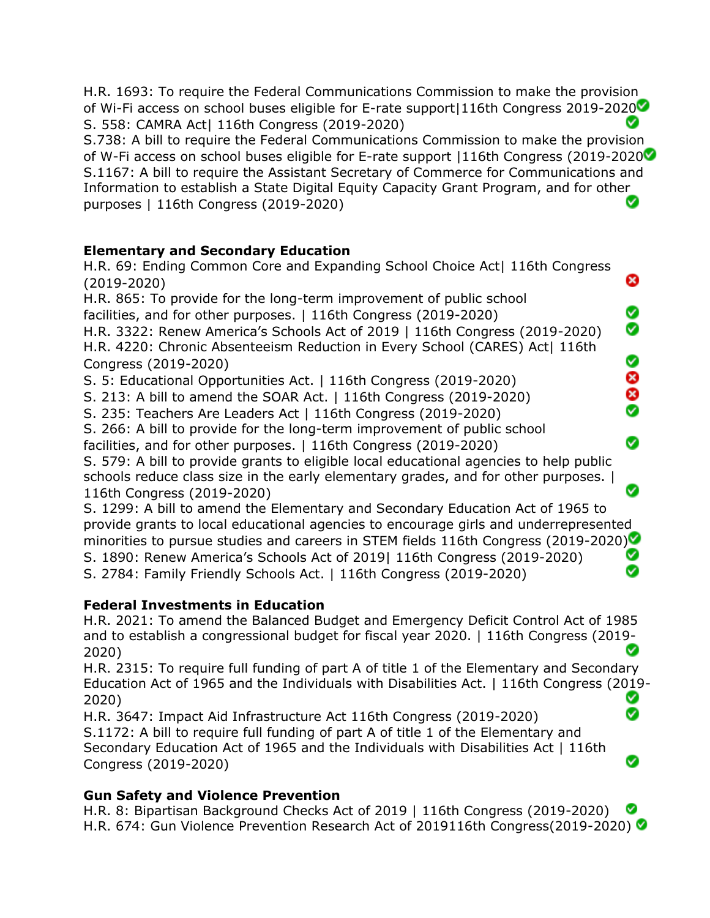H.R. 1693: To require the Federal Communications Commission to make the provision of Wi-Fi access on school buses eligible for E-rate support|116th Congress 2019-2020 ✅
S. 558: CAMRA Act| 116th Congress (2019-2020) ✅
S.738: A bill to require the Federal Communications Commission to make the provision of W-Fi access on school buses eligible for E-rate support |116th Congress (2019-2020 ✅
S.1167: A bill to require the Assistant Secretary of Commerce for Communications and Information to establish a State Digital Equity Capacity Grant Program, and for other purposes | 116th Congress (2019-2020) ✅

**Elementary and Secondary Education**
H.R. 69: Ending Common Core and Expanding School Choice Act| 116th Congress (2019-2020) ❌
H.R. 865: To provide for the long-term improvement of public school facilities, and for other purposes. | 116th Congress (2019-2020) ✅
H.R. 3322: Renew America's Schools Act of 2019 | 116th Congress (2019-2020) ✅
H.R. 4220: Chronic Absenteeism Reduction in Every School (CARES) Act| 116th Congress (2019-2020) ✅
S. 5: Educational Opportunities Act. | 116th Congress (2019-2020) ❌
S. 213: A bill to amend the SOAR Act. | 116th Congress (2019-2020) ❌
S. 235: Teachers Are Leaders Act | 116th Congress (2019-2020) ✅
S. 266: A bill to provide for the long-term improvement of public school facilities, and for other purposes. | 116th Congress (2019-2020) ✅
S. 579: A bill to provide grants to eligible local educational agencies to help public schools reduce class size in the early elementary grades, and for other purposes. | 116th Congress (2019-2020) ✅
S. 1299: A bill to amend the Elementary and Secondary Education Act of 1965 to provide grants to local educational agencies to encourage girls and underrepresented minorities to pursue studies and careers in STEM fields 116th Congress (2019-2020) ✅
S. 1890: Renew America's Schools Act of 2019| 116th Congress (2019-2020) ✅
S. 2784: Family Friendly Schools Act. | 116th Congress (2019-2020) ✅

**Federal Investments in Education**
H.R. 2021: To amend the Balanced Budget and Emergency Deficit Control Act of 1985 and to establish a congressional budget for fiscal year 2020. | 116th Congress (2019-2020) ✅
H.R. 2315: To require full funding of part A of title 1 of the Elementary and Secondary Education Act of 1965 and the Individuals with Disabilities Act. | 116th Congress (2019-2020) ✅
H.R. 3647: Impact Aid Infrastructure Act 116th Congress (2019-2020) ✅
S.1172: A bill to require full funding of part A of title 1 of the Elementary and Secondary Education Act of 1965 and the Individuals with Disabilities Act | 116th Congress (2019-2020) ✅

**Gun Safety and Violence Prevention**
H.R. 8: Bipartisan Background Checks Act of 2019 | 116th Congress (2019-2020) ✅
H.R. 674: Gun Violence Prevention Research Act of 2019116th Congress(2019-2020) ✅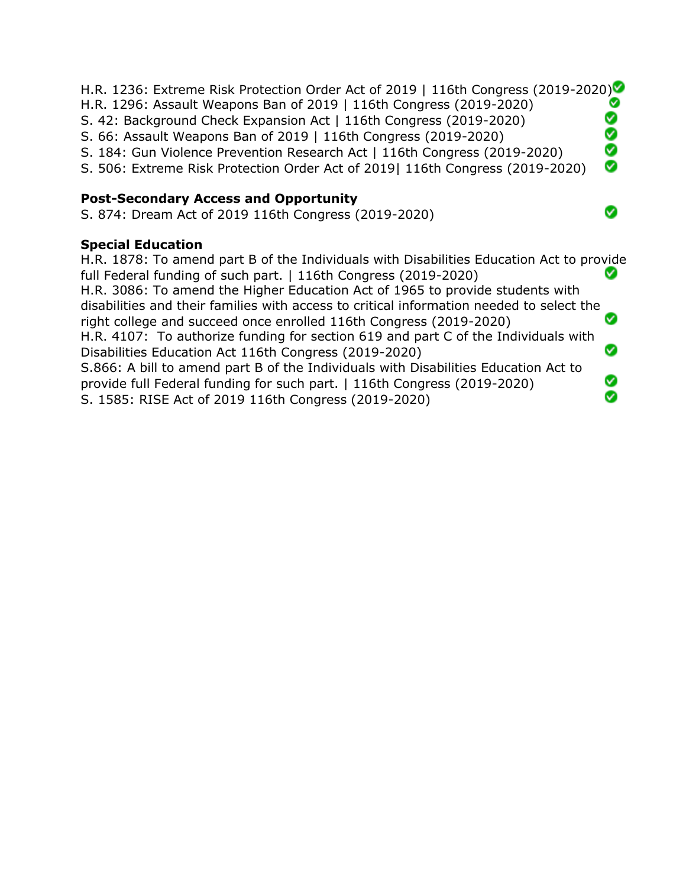H.R. 1236: Extreme Risk Protection Order Act of 2019 | 116th Congress (2019-2020) ✅
H.R. 1296: Assault Weapons Ban of 2019 | 116th Congress (2019-2020) ✅
S. 42: Background Check Expansion Act | 116th Congress (2019-2020) ✅
S. 66: Assault Weapons Ban of 2019 | 116th Congress (2019-2020) ✅
S. 184: Gun Violence Prevention Research Act | 116th Congress (2019-2020) ✅
S. 506: Extreme Risk Protection Order Act of 2019| 116th Congress (2019-2020) ✅

**Post-Secondary Access and Opportunity**
S. 874: Dream Act of 2019 116th Congress (2019-2020) ✅

**Special Education**
H.R. 1878: To amend part B of the Individuals with Disabilities Education Act to provide full Federal funding of such part. | 116th Congress (2019-2020) ✅
H.R. 3086: To amend the Higher Education Act of 1965 to provide students with disabilities and their families with access to critical information needed to select the right college and succeed once enrolled 116th Congress (2019-2020) ✅
H.R. 4107: To authorize funding for section 619 and part C of the Individuals with Disabilities Education Act 116th Congress (2019-2020) ✅
S.866: A bill to amend part B of the Individuals with Disabilities Education Act to provide full Federal funding for such part. | 116th Congress (2019-2020) ✅
S. 1585: RISE Act of 2019 116th Congress (2019-2020) ✅